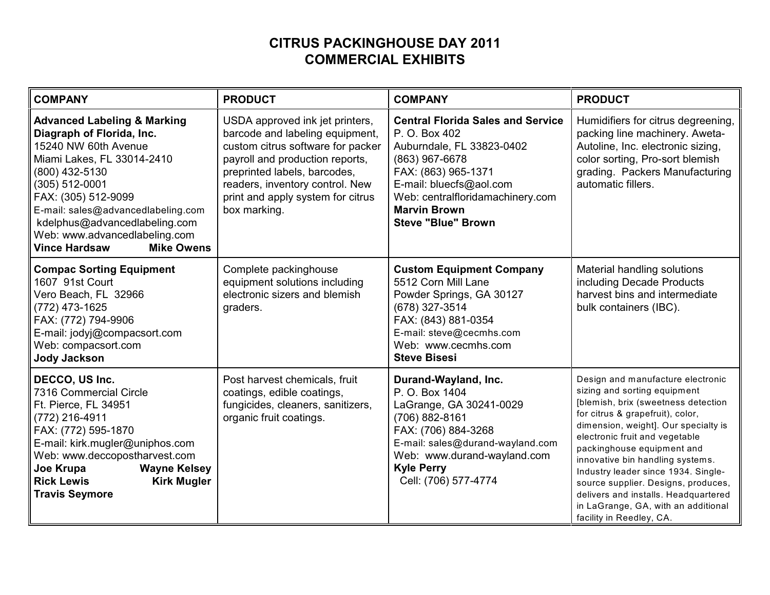# CITRUS PACKINGHOUSE DAY 2011
# COMMERCIAL EXHIBITS

| COMPANY | PRODUCT | COMPANY | PRODUCT |
|---|---|---|---|
| **Advanced Labeling & Marking Diagraph of Florida, Inc.**<br>15240 NW 60th Avenue<br>Miami Lakes, FL 33014-2410<br>(800) 432-5130<br>(305) 512-0001<br>FAX: (305) 512-9099<br>E-mail: sales@advancedlabeling.com<br>kdelphus@advancedlabeling.com<br>Web: www.advancedlabeling.com<br>**Vince Hardsaw** **Mike Owens** | USDA approved ink jet printers, barcode and labeling equipment, custom citrus software for packer payroll and production reports, preprinted labels, barcodes, readers, inventory control. New print and apply system for citrus box marking. | **Central Florida Sales and Service**<br>P. O. Box 402<br>Auburndale, FL 33823-0402<br>(863) 967-6678<br>FAX: (863) 965-1371<br>E-mail: bluecfs@aol.com<br>Web: centralfloridamachinery.com<br>**Marvin Brown**<br>**Steve "Blue" Brown** | Humidifiers for citrus degreening, packing line machinery. Aweta-Autoline, Inc. electronic sizing, color sorting, Pro-sort blemish grading. Packers Manufacturing automatic fillers. |
| **Compac Sorting Equipment**<br>1607 91st Court<br>Vero Beach, FL 32966<br>(772) 473-1625<br>FAX: (772) 794-9906<br>E-mail: jodyj@compacsort.com<br>Web: compacsort.com<br>**Jody Jackson** | Complete packinghouse equipment solutions including electronic sizers and blemish graders. | **Custom Equipment Company**<br>5512 Corn Mill Lane<br>Powder Springs, GA 30127<br>(678) 327-3514<br>FAX: (843) 881-0354<br>E-mail: steve@cecmhs.com<br>Web: www.cecmhs.com<br>**Steve Bisesi** | Material handling solutions including Decade Products harvest bins and intermediate bulk containers (IBC). |
| **DECCO, US Inc.**<br>7316 Commercial Circle<br>Ft. Pierce, FL 34951<br>(772) 216-4911<br>FAX: (772) 595-1870<br>E-mail: kirk.mugler@uniphos.com<br>Web: www.deccopostharvest.com<br>**Joe Krupa** **Wayne Kelsey**<br>**Rick Lewis** **Kirk Mugler**<br>**Travis Seymore** | Post harvest chemicals, fruit coatings, edible coatings, fungicides, cleaners, sanitizers, organic fruit coatings. | **Durand-Wayland, Inc.**<br>P. O. Box 1404<br>LaGrange, GA 30241-0029<br>(706) 882-8161<br>FAX: (706) 884-3268<br>E-mail: sales@durand-wayland.com<br>Web: www.durand-wayland.com<br>**Kyle Perry**<br>Cell: (706) 577-4774 | Design and manufacture electronic sizing and sorting equipment [blemish, brix (sweetness detection for citrus & grapefruit), color, dimension, weight]. Our specialty is electronic fruit and vegetable packinghouse equipment and innovative bin handling systems. Industry leader since 1934. Single-source supplier. Designs, produces, delivers and installs. Headquartered in LaGrange, GA, with an additional facility in Reedley, CA. |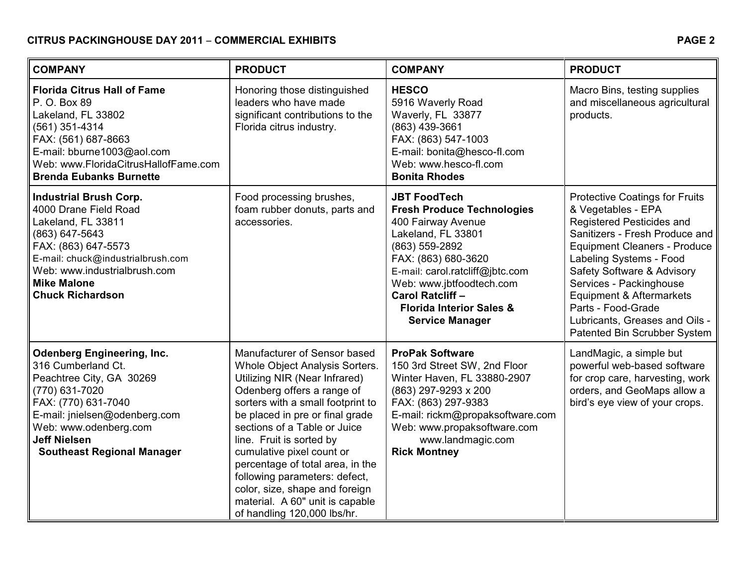**CITRUS PACKINGHOUSE DAY 2011 – COMMERCIAL EXHIBITS**

| COMPANY | PRODUCT | COMPANY | PRODUCT |
|---|---|---|---|
| **Florida Citrus Hall of Fame**<br>P. O. Box 89<br>Lakeland, FL 33802<br>(561) 351-4314<br>FAX: (561) 687-8663<br>E-mail: bburne1003@aol.com<br>Web: www.FloridaCitrusHallofFame.com<br>**Brenda Eubanks Burnette** | Honoring those distinguished leaders who have made significant contributions to the Florida citrus industry. | **HESCO**<br>5916 Waverly Road<br>Waverly, FL 33877<br>(863) 439-3661<br>FAX: (863) 547-1003<br>E-mail: bonita@hesco-fl.com<br>Web: www.hesco-fl.com<br>**Bonita Rhodes** | Macro Bins, testing supplies and miscellaneous agricultural products. |
| **Industrial Brush Corp.**<br>4000 Drane Field Road<br>Lakeland, FL 33811<br>(863) 647-5643<br>FAX: (863) 647-5573<br>E-mail: chuck@industrialbrush.com<br>Web: www.industrialbrush.com<br>**Mike Malone**<br>**Chuck Richardson** | Food processing brushes, foam rubber donuts, parts and accessories. | **JBT FoodTech**<br>**Fresh Produce Technologies**<br>400 Fairway Avenue<br>Lakeland, FL 33801<br>(863) 559-2892<br>FAX: (863) 680-3620<br>E-mail: carol.ratcliff@jbtc.com<br>Web: www.jbtfoodtech.com<br>**Carol Ratcliff –**<br>**Florida Interior Sales & Service Manager** | Protective Coatings for Fruits & Vegetables - EPA Registered Pesticides and Sanitizers - Fresh Produce and Equipment Cleaners - Produce Labeling Systems - Food Safety Software & Advisory Services - Packinghouse Equipment & Aftermarkets Parts - Food-Grade Lubricants, Greases and Oils - Patented Bin Scrubber System |
| **Odenberg Engineering, Inc.**<br>316 Cumberland Ct.<br>Peachtree City, GA 30269<br>(770) 631-7020<br>FAX: (770) 631-7040<br>E-mail: jnielsen@odenberg.com<br>Web: www.odenberg.com<br>**Jeff Nielsen**<br>**Southeast Regional Manager** | Manufacturer of Sensor based Whole Object Analysis Sorters. Utilizing NIR (Near Infrared) Odenberg offers a range of sorters with a small footprint to be placed in pre or final grade sections of a Table or Juice line. Fruit is sorted by cumulative pixel count or percentage of total area, in the following parameters: defect, color, size, shape and foreign material. A 60" unit is capable of handling 120,000 lbs/hr. | **ProPak Software**<br>150 3rd Street SW, 2nd Floor<br>Winter Haven, FL 33880-2907<br>(863) 297-9293 x 200<br>FAX: (863) 297-9383<br>E-mail: rickm@propaksoftware.com<br>Web: www.propaksoftware.com<br>www.landmagic.com<br>**Rick Montney** | LandMagic, a simple but powerful web-based software for crop care, harvesting, work orders, and GeoMaps allow a bird's eye view of your crops. |